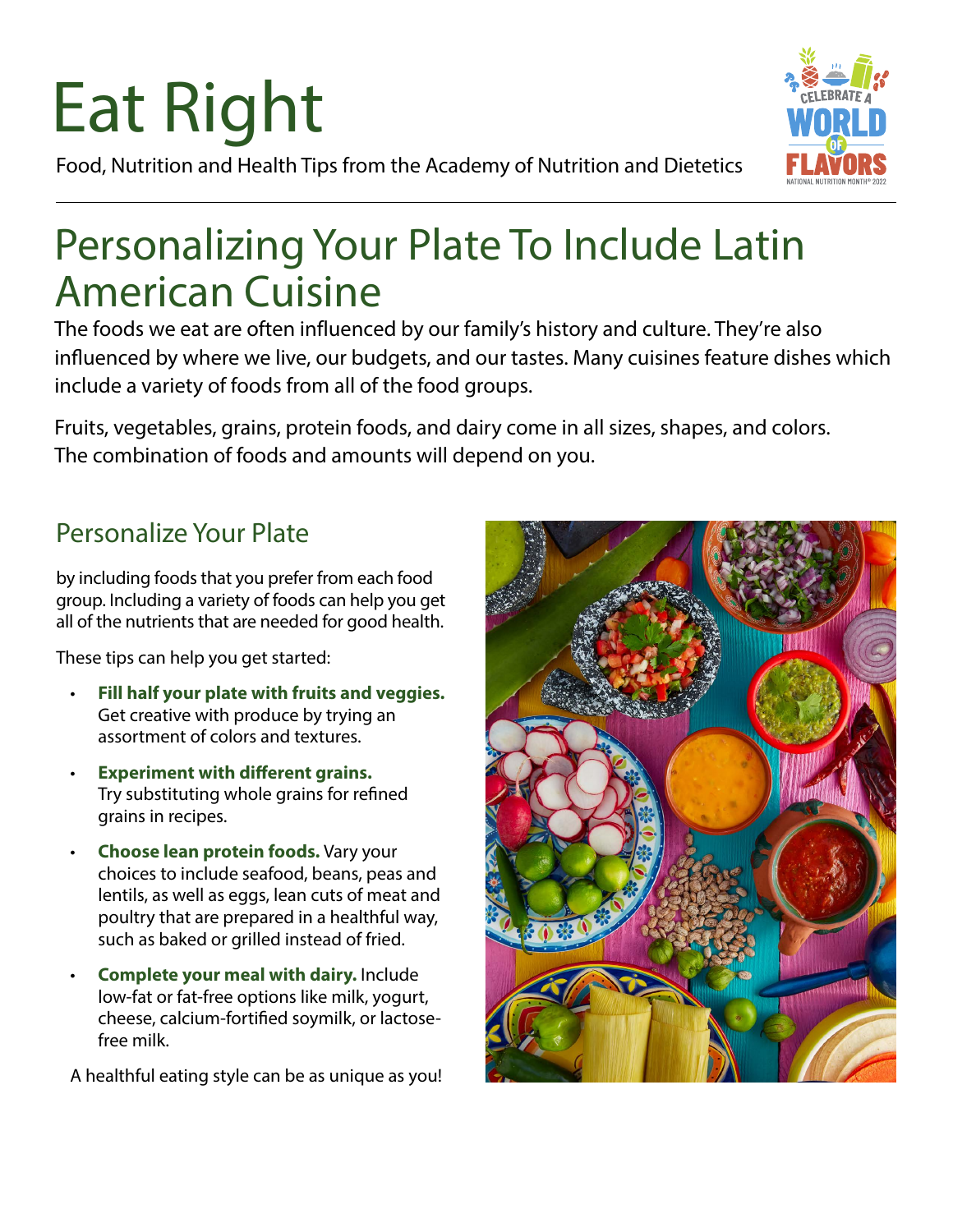# Eat Right

Food, Nutrition and Health Tips from the Academy of Nutrition and Dietetics

## Personalizing Your Plate To Include Latin American Cuisine

The foods we eat are often influenced by our family's history and culture. They're also influenced by where we live, our budgets, and our tastes. Many cuisines feature dishes which include a variety of foods from all of the food groups.

Fruits, vegetables, grains, protein foods, and dairy come in all sizes, shapes, and colors. The combination of foods and amounts will depend on you.

### Personalize Your Plate

by including foods that you prefer from each food group. Including a variety of foods can help you get all of the nutrients that are needed for good health.

These tips can help you get started:

- **Fill half your plate with fruits and veggies.** Get creative with produce by trying an assortment of colors and textures.
- **Experiment with different grains.** Try substituting whole grains for refined grains in recipes.
- **Choose lean protein foods.** Vary your choices to include seafood, beans, peas and lentils, as well as eggs, lean cuts of meat and poultry that are prepared in a healthful way, such as baked or grilled instead of fried.
- **Complete your meal with dairy.** Include low-fat or fat-free options like milk, yogurt, cheese, calcium-fortified soymilk, or lactose-free milk.

A healthful eating style can be as unique as you!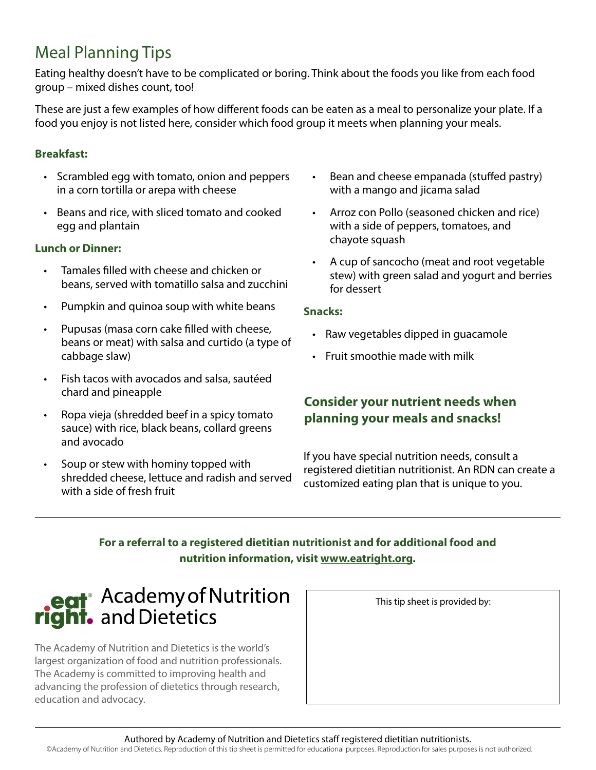## Meal Planning Tips

Eating healthy doesn't have to be complicated or boring. Think about the foods you like from each food group – mixed dishes count, too!

These are just a few examples of how different foods can be eaten as a meal to personalize your plate. If a food you enjoy is not listed here, consider which food group it meets when planning your meals.

**Breakfast:**

- Scrambled egg with tomato, onion and peppers in a corn tortilla or arepa with cheese
- Beans and rice, with sliced tomato and cooked egg and plantain

**Lunch or Dinner:**

- Tamales filled with cheese and chicken or beans, served with tomatillo salsa and zucchini
- Pumpkin and quinoa soup with white beans
- Pupusas (masa corn cake filled with cheese, beans or meat) with salsa and curtido (a type of cabbage slaw)
- Fish tacos with avocados and salsa, sautéed chard and pineapple
- Ropa vieja (shredded beef in a spicy tomato sauce) with rice, black beans, collard greens and avocado
- Soup or stew with hominy topped with shredded cheese, lettuce and radish and served with a side of fresh fruit
- Bean and cheese empanada (stuffed pastry) with a mango and jicama salad
- Arroz con Pollo (seasoned chicken and rice) with a side of peppers, tomatoes, and chayote squash
- A cup of sancocho (meat and root vegetable stew) with green salad and yogurt and berries for dessert

**Snacks:**

- Raw vegetables dipped in guacamole
- Fruit smoothie made with milk

### Consider your nutrient needs when planning your meals and snacks!

If you have special nutrition needs, consult a registered dietitian nutritionist. An RDN can create a customized eating plan that is unique to you.

---

**For a referral to a registered dietitian nutritionist and for additional food and nutrition information, visit www.eatright.org.**

eat right. Academy of Nutrition and Dietetics

The Academy of Nutrition and Dietetics is the world's largest organization of food and nutrition professionals. The Academy is committed to improving health and advancing the profession of dietetics through research, education and advocacy.

This tip sheet is provided by:

Authored by Academy of Nutrition and Dietetics staff registered dietitian nutritionists.

©Academy of Nutrition and Dietetics. Reproduction of this tip sheet is permitted for educational purposes. Reproduction for sales purposes is not authorized.